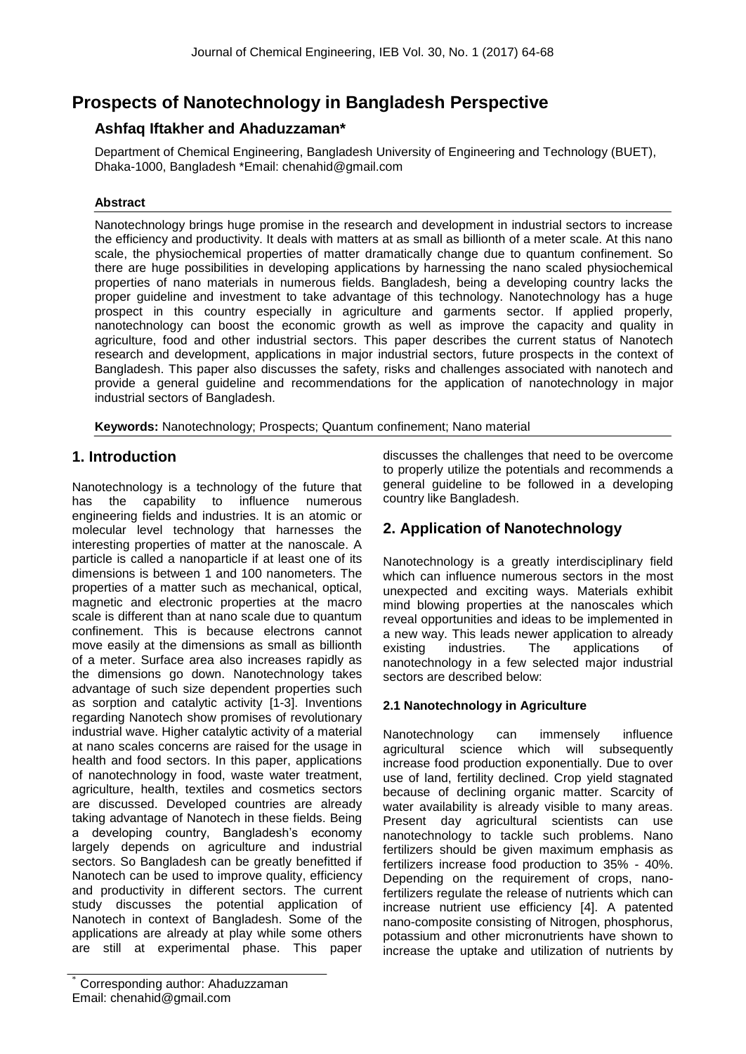# Prospects of Nanotechnology in Bangladesh Perspective

## Ashfaq Iftakher and Ahaduzzaman*

Department of Chemical Engineering, Bangladesh University of Engineering and Technology (BUET), Dhaka-1000, Bangladesh *Email: chenahid@gmail.com

### Abstract

Nanotechnology brings huge promise in the research and development in industrial sectors to increase the efficiency and productivity. It deals with matters at as small as billionth of a meter scale. At this nano scale, the physiochemical properties of matter dramatically change due to quantum confinement. So there are huge possibilities in developing applications by harnessing the nano scaled physiochemical properties of nano materials in numerous fields. Bangladesh, being a developing country lacks the proper guideline and investment to take advantage of this technology. Nanotechnology has a huge prospect in this country especially in agriculture and garments sector. If applied properly, nanotechnology can boost the economic growth as well as improve the capacity and quality in agriculture, food and other industrial sectors. This paper describes the current status of Nanotech research and development, applications in major industrial sectors, future prospects in the context of Bangladesh. This paper also discusses the safety, risks and challenges associated with nanotech and provide a general guideline and recommendations for the application of nanotechnology in major industrial sectors of Bangladesh.

**Keywords:** Nanotechnology; Prospects; Quantum confinement; Nano material

## 1. Introduction

Nanotechnology is a technology of the future that has the capability to influence numerous engineering fields and industries. It is an atomic or molecular level technology that harnesses the interesting properties of matter at the nanoscale. A particle is called a nanoparticle if at least one of its dimensions is between 1 and 100 nanometers. The properties of a matter such as mechanical, optical, magnetic and electronic properties at the macro scale is different than at nano scale due to quantum confinement. This is because electrons cannot move easily at the dimensions as small as billionth of a meter. Surface area also increases rapidly as the dimensions go down. Nanotechnology takes advantage of such size dependent properties such as sorption and catalytic activity [1-3]. Inventions regarding Nanotech show promises of revolutionary industrial wave. Higher catalytic activity of a material at nano scales concerns are raised for the usage in health and food sectors. In this paper, applications of nanotechnology in food, waste water treatment, agriculture, health, textiles and cosmetics sectors are discussed. Developed countries are already taking advantage of Nanotech in these fields. Being a developing country, Bangladesh's economy largely depends on agriculture and industrial sectors. So Bangladesh can be greatly benefitted if Nanotech can be used to improve quality, efficiency and productivity in different sectors. The current study discusses the potential application of Nanotech in context of Bangladesh. Some of the applications are already at play while some others are still at experimental phase. This paper discusses the challenges that need to be overcome to properly utilize the potentials and recommends a general guideline to be followed in a developing country like Bangladesh.

## 2. Application of Nanotechnology

Nanotechnology is a greatly interdisciplinary field which can influence numerous sectors in the most unexpected and exciting ways. Materials exhibit mind blowing properties at the nanoscales which reveal opportunities and ideas to be implemented in a new way. This leads newer application to already existing industries. The applications of nanotechnology in a few selected major industrial sectors are described below:

### 2.1 Nanotechnology in Agriculture

Nanotechnology can immensely influence agricultural science which will subsequently increase food production exponentially. Due to over use of land, fertility declined. Crop yield stagnated because of declining organic matter. Scarcity of water availability is already visible to many areas. Present day agricultural scientists can use nanotechnology to tackle such problems. Nano fertilizers should be given maximum emphasis as fertilizers increase food production to 35% - 40%. Depending on the requirement of crops, nano-fertilizers regulate the release of nutrients which can increase nutrient use efficiency [4]. A patented nano-composite consisting of Nitrogen, phosphorus, potassium and other micronutrients have shown to increase the uptake and utilization of nutrients by

* Corresponding author: Ahaduzzaman
Email: chenahid@gmail.com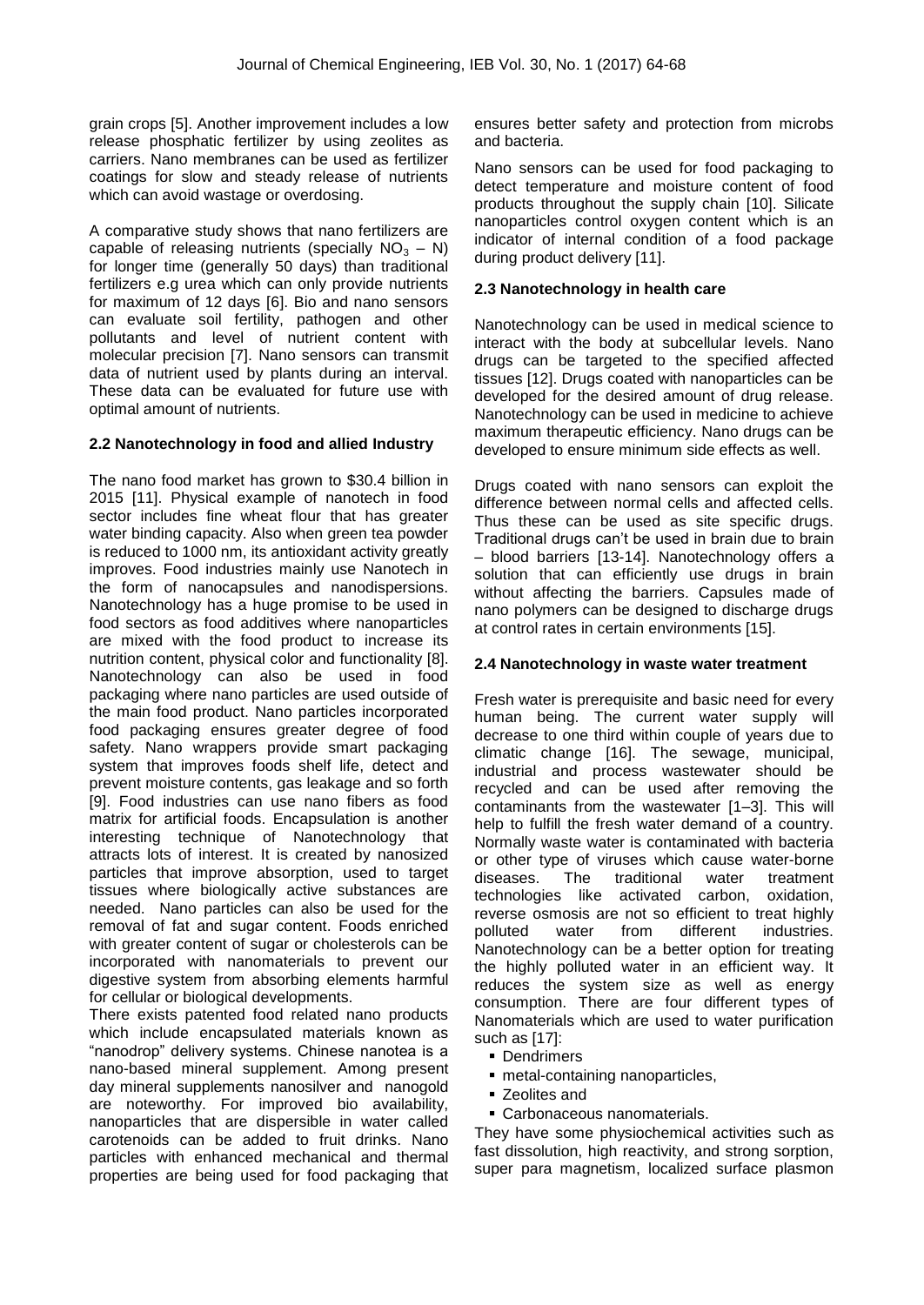grain crops [5]. Another improvement includes a low release phosphatic fertilizer by using zeolites as carriers. Nano membranes can be used as fertilizer coatings for slow and steady release of nutrients which can avoid wastage or overdosing.

A comparative study shows that nano fertilizers are capable of releasing nutrients (specially $NO_3$ – N) for longer time (generally 50 days) than traditional fertilizers e.g urea which can only provide nutrients for maximum of 12 days [6]. Bio and nano sensors can evaluate soil fertility, pathogen and other pollutants and level of nutrient content with molecular precision [7]. Nano sensors can transmit data of nutrient used by plants during an interval. These data can be evaluated for future use with optimal amount of nutrients.

### 2.2 Nanotechnology in food and allied Industry

The nano food market has grown to $30.4 billion in 2015 [11]. Physical example of nanotech in food sector includes fine wheat flour that has greater water binding capacity. Also when green tea powder is reduced to 1000 nm, its antioxidant activity greatly improves. Food industries mainly use Nanotech in the form of nanocapsules and nanodispersions. Nanotechnology has a huge promise to be used in food sectors as food additives where nanoparticles are mixed with the food product to increase its nutrition content, physical color and functionality [8]. Nanotechnology can also be used in food packaging where nano particles are used outside of the main food product. Nano particles incorporated food packaging ensures greater degree of food safety. Nano wrappers provide smart packaging system that improves foods shelf life, detect and prevent moisture contents, gas leakage and so forth [9]. Food industries can use nano fibers as food matrix for artificial foods. Encapsulation is another interesting technique of Nanotechnology that attracts lots of interest. It is created by nanosized particles that improve absorption, used to target tissues where biologically active substances are needed. Nano particles can also be used for the removal of fat and sugar content. Foods enriched with greater content of sugar or cholesterols can be incorporated with nanomaterials to prevent our digestive system from absorbing elements harmful for cellular or biological developments.

There exists patented food related nano products which include encapsulated materials known as "nanodrop" delivery systems. Chinese nanotea is a nano-based mineral supplement. Among present day mineral supplements nanosilver and nanogold are noteworthy. For improved bio availability, nanoparticles that are dispersible in water called carotenoids can be added to fruit drinks. Nano particles with enhanced mechanical and thermal properties are being used for food packaging that ensures better safety and protection from microbs and bacteria.

Nano sensors can be used for food packaging to detect temperature and moisture content of food products throughout the supply chain [10]. Silicate nanoparticles control oxygen content which is an indicator of internal condition of a food package during product delivery [11].

### 2.3 Nanotechnology in health care

Nanotechnology can be used in medical science to interact with the body at subcellular levels. Nano drugs can be targeted to the specified affected tissues [12]. Drugs coated with nanoparticles can be developed for the desired amount of drug release. Nanotechnology can be used in medicine to achieve maximum therapeutic efficiency. Nano drugs can be developed to ensure minimum side effects as well.

Drugs coated with nano sensors can exploit the difference between normal cells and affected cells. Thus these can be used as site specific drugs. Traditional drugs can't be used in brain due to brain – blood barriers [13-14]. Nanotechnology offers a solution that can efficiently use drugs in brain without affecting the barriers. Capsules made of nano polymers can be designed to discharge drugs at control rates in certain environments [15].

### 2.4 Nanotechnology in waste water treatment

Fresh water is prerequisite and basic need for every human being. The current water supply will decrease to one third within couple of years due to climatic change [16]. The sewage, municipal, industrial and process wastewater should be recycled and can be used after removing the contaminants from the wastewater [1–3]. This will help to fulfill the fresh water demand of a country. Normally waste water is contaminated with bacteria or other type of viruses which cause water-borne diseases. The traditional water treatment technologies like activated carbon, oxidation, reverse osmosis are not so efficient to treat highly polluted water from different industries. Nanotechnology can be a better option for treating the highly polluted water in an efficient way. It reduces the system size as well as energy consumption. There are four different types of Nanomaterials which are used to water purification such as [17]:

- Dendrimers
- metal-containing nanoparticles,
- Zeolites and
- Carbonaceous nanomaterials.

They have some physiochemical activities such as fast dissolution, high reactivity, and strong sorption, super para magnetism, localized surface plasmon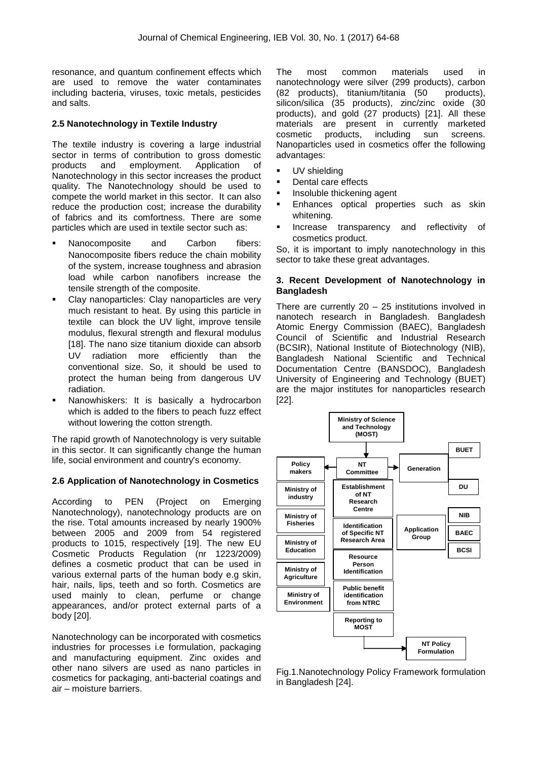resonance, and quantum confinement effects which are used to remove the water contaminates including bacteria, viruses, toxic metals, pesticides and salts.

### 2.5 Nanotechnology in Textile Industry

The textile industry is covering a large industrial sector in terms of contribution to gross domestic products and employment. Application of Nanotechnology in this sector increases the product quality. The Nanotechnology should be used to compete the world market in this sector. It can also reduce the production cost; increase the durability of fabrics and its comfortness. There are some particles which are used in textile sector such as:

- Nanocomposite and Carbon fibers: Nanocomposite fibers reduce the chain mobility of the system, increase toughness and abrasion load while carbon nanofibers increase the tensile strength of the composite.
- Clay nanoparticles: Clay nanoparticles are very much resistant to heat. By using this particle in textile can block the UV light, improve tensile modulus, flexural strength and flexural modulus [18]. The nano size titanium dioxide can absorb UV radiation more efficiently than the conventional size. So, it should be used to protect the human being from dangerous UV radiation.
- Nanowhiskers: It is basically a hydrocarbon which is added to the fibers to peach fuzz effect without lowering the cotton strength.

The rapid growth of Nanotechnology is very suitable in this sector. It can significantly change the human life, social environment and country's economy.

### 2.6 Application of Nanotechnology in Cosmetics

According to PEN (Project on Emerging Nanotechnology), nanotechnology products are on the rise. Total amounts increased by nearly 1900% between 2005 and 2009 from 54 registered products to 1015, respectively [19]. The new EU Cosmetic Products Regulation (nr 1223/2009) defines a cosmetic product that can be used in various external parts of the human body e.g skin, hair, nails, lips, teeth and so forth. Cosmetics are used mainly to clean, perfume or change appearances, and/or protect external parts of a body [20].

Nanotechnology can be incorporated with cosmetics industries for processes i.e formulation, packaging and manufacturing equipment. Zinc oxides and other nano silvers are used as nano particles in cosmetics for packaging, anti-bacterial coatings and air – moisture barriers.

The most common materials used in nanotechnology were silver (299 products), carbon (82 products), titanium/titania (50 products), silicon/silica (35 products), zinc/zinc oxide (30 products), and gold (27 products) [21]. All these materials are present in currently marketed cosmetic products, including sun screens. Nanoparticles used in cosmetics offer the following advantages:

- UV shielding
- Dental care effects
- Insoluble thickening agent
- Enhances optical properties such as skin whitening.
- Increase transparency and reflectivity of cosmetics product.

So, it is important to imply nanotechnology in this sector to take these great advantages.

## 3. Recent Development of Nanotechnology in Bangladesh

There are currently 20 – 25 institutions involved in nanotech research in Bangladesh. Bangladesh Atomic Energy Commission (BAEC), Bangladesh Council of Scientific and Industrial Research (BCSIR), National Institute of Biotechnology (NIB), Bangladesh National Scientific and Technical Documentation Centre (BANSDOC), Bangladesh University of Engineering and Technology (BUET) are the major institutes for nanoparticles research [22].

Ministry of Science and Technology (MOST)

NT Committee

Policy makers

Ministry of industry

Ministry of Fisheries

Ministry of Education

Ministry of Agriculture

Ministry of Environment

Establishment of NT Research Centre

Identification of Specific NT Research Area

Resource Person Identification

Public benefit identification from NTRC

Reporting to MOST

NT Policy Formulation

Generation

Application Group

BUET

DU

NIB

BAEC

BCSI

Fig.1.Nanotechnology Policy Framework formulation in Bangladesh [24].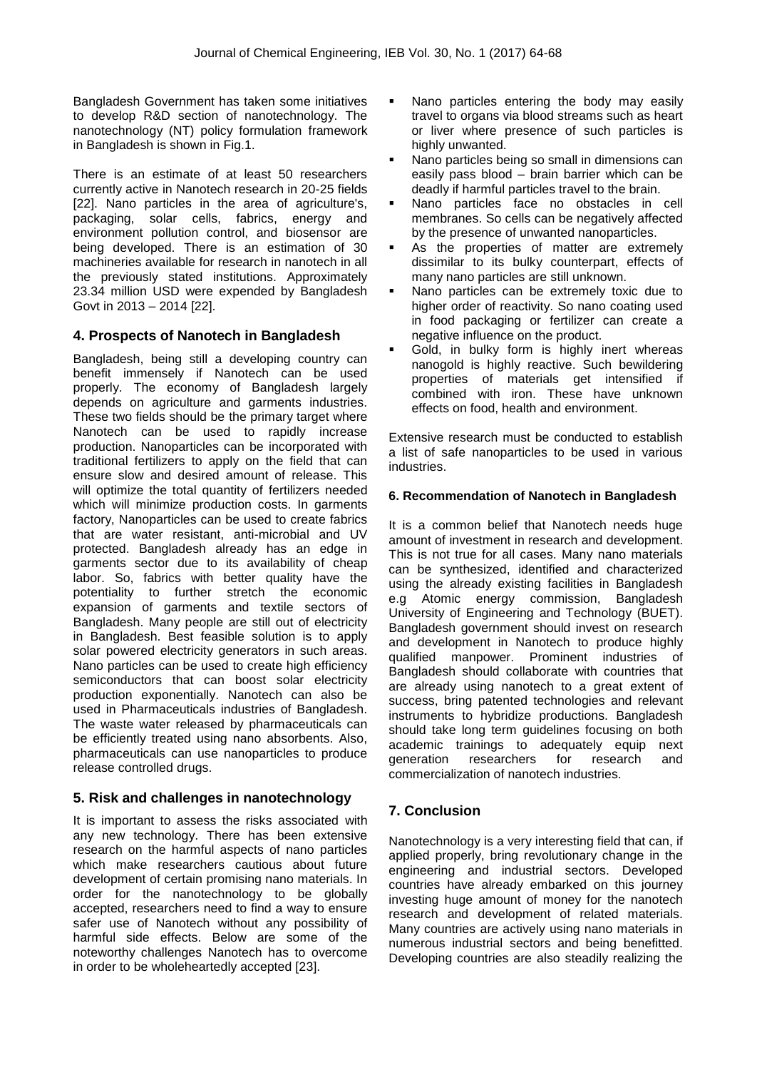Bangladesh Government has taken some initiatives to develop R&D section of nanotechnology. The nanotechnology (NT) policy formulation framework in Bangladesh is shown in Fig.1.

There is an estimate of at least 50 researchers currently active in Nanotech research in 20-25 fields [22]. Nano particles in the area of agriculture's, packaging, solar cells, fabrics, energy and environment pollution control, and biosensor are being developed. There is an estimation of 30 machineries available for research in nanotech in all the previously stated institutions. Approximately 23.34 million USD were expended by Bangladesh Govt in 2013 – 2014 [22].

## 4. Prospects of Nanotech in Bangladesh

Bangladesh, being still a developing country can benefit immensely if Nanotech can be used properly. The economy of Bangladesh largely depends on agriculture and garments industries. These two fields should be the primary target where Nanotech can be used to rapidly increase production. Nanoparticles can be incorporated with traditional fertilizers to apply on the field that can ensure slow and desired amount of release. This will optimize the total quantity of fertilizers needed which will minimize production costs. In garments factory, Nanoparticles can be used to create fabrics that are water resistant, anti-microbial and UV protected. Bangladesh already has an edge in garments sector due to its availability of cheap labor. So, fabrics with better quality have the potentiality to further stretch the economic expansion of garments and textile sectors of Bangladesh. Many people are still out of electricity in Bangladesh. Best feasible solution is to apply solar powered electricity generators in such areas. Nano particles can be used to create high efficiency semiconductors that can boost solar electricity production exponentially. Nanotech can also be used in Pharmaceuticals industries of Bangladesh. The waste water released by pharmaceuticals can be efficiently treated using nano absorbents. Also, pharmaceuticals can use nanoparticles to produce release controlled drugs.

## 5. Risk and challenges in nanotechnology

It is important to assess the risks associated with any new technology. There has been extensive research on the harmful aspects of nano particles which make researchers cautious about future development of certain promising nano materials. In order for the nanotechnology to be globally accepted, researchers need to find a way to ensure safer use of Nanotech without any possibility of harmful side effects. Below are some of the noteworthy challenges Nanotech has to overcome in order to be wholeheartedly accepted [23].

- Nano particles entering the body may easily travel to organs via blood streams such as heart or liver where presence of such particles is highly unwanted.
- Nano particles being so small in dimensions can easily pass blood – brain barrier which can be deadly if harmful particles travel to the brain.
- Nano particles face no obstacles in cell membranes. So cells can be negatively affected by the presence of unwanted nanoparticles.
- As the properties of matter are extremely dissimilar to its bulky counterpart, effects of many nano particles are still unknown.
- Nano particles can be extremely toxic due to higher order of reactivity. So nano coating used in food packaging or fertilizer can create a negative influence on the product.
- Gold, in bulky form is highly inert whereas nanogold is highly reactive. Such bewildering properties of materials get intensified if combined with iron. These have unknown effects on food, health and environment.

Extensive research must be conducted to establish a list of safe nanoparticles to be used in various industries.

### 6. Recommendation of Nanotech in Bangladesh

It is a common belief that Nanotech needs huge amount of investment in research and development. This is not true for all cases. Many nano materials can be synthesized, identified and characterized using the already existing facilities in Bangladesh e.g Atomic energy commission, Bangladesh University of Engineering and Technology (BUET). Bangladesh government should invest on research and development in Nanotech to produce highly qualified manpower. Prominent industries of Bangladesh should collaborate with countries that are already using nanotech to a great extent of success, bring patented technologies and relevant instruments to hybridize productions. Bangladesh should take long term guidelines focusing on both academic trainings to adequately equip next generation researchers for research and commercialization of nanotech industries.

## 7. Conclusion

Nanotechnology is a very interesting field that can, if applied properly, bring revolutionary change in the engineering and industrial sectors. Developed countries have already embarked on this journey investing huge amount of money for the nanotech research and development of related materials. Many countries are actively using nano materials in numerous industrial sectors and being benefitted. Developing countries are also steadily realizing the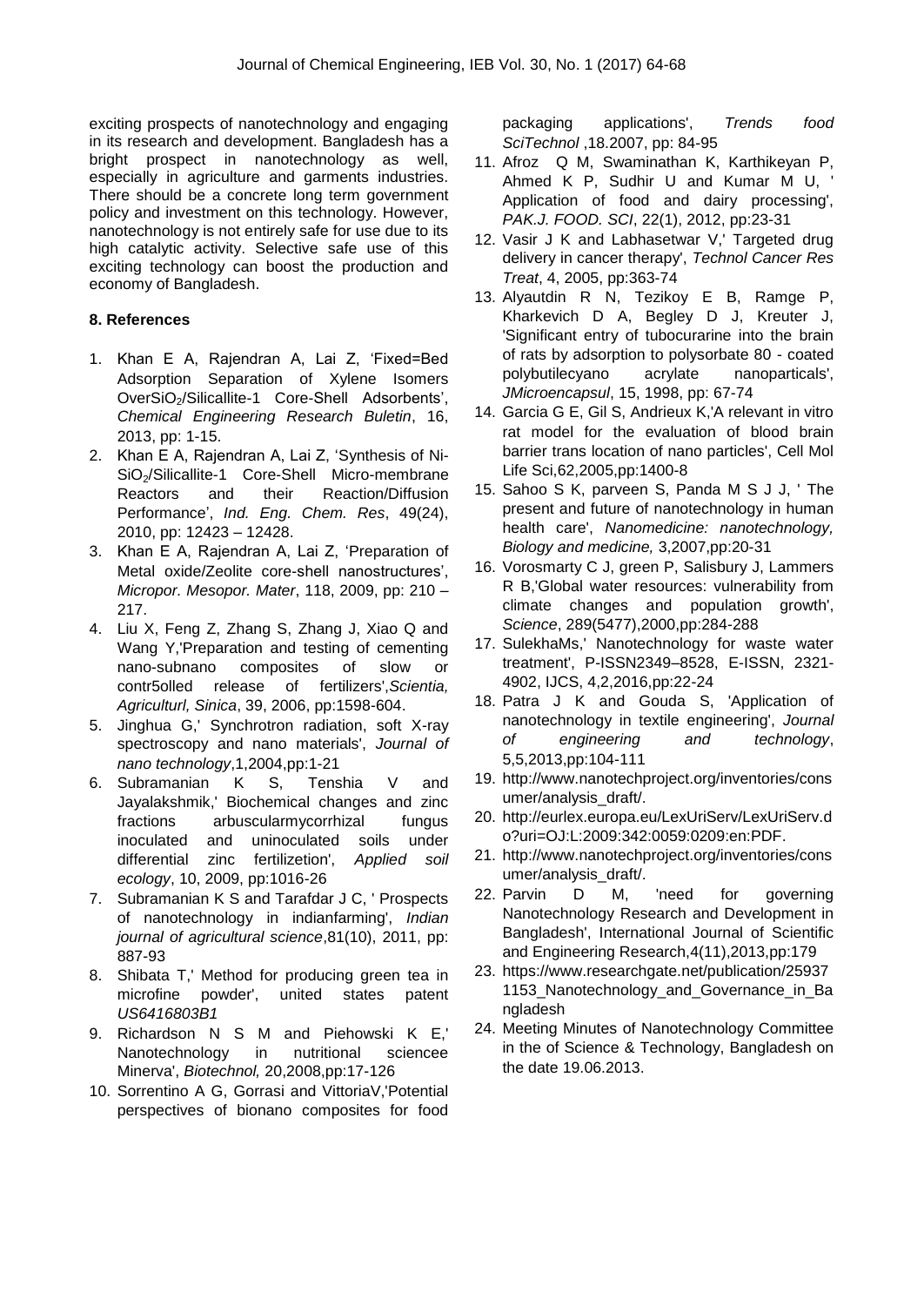exciting prospects of nanotechnology and engaging in its research and development. Bangladesh has a bright prospect in nanotechnology as well, especially in agriculture and garments industries. There should be a concrete long term government policy and investment on this technology. However, nanotechnology is not entirely safe for use due to its high catalytic activity. Selective safe use of this exciting technology can boost the production and economy of Bangladesh.

## 8. References

1. Khan E A, Rajendran A, Lai Z, 'Fixed=Bed Adsorption Separation of Xylene Isomers Over$SiO_2$/Silicallite-1 Core-Shell Adsorbents', *Chemical Engineering Research Buletin*, 16, 2013, pp: 1-15.
2. Khan E A, Rajendran A, Lai Z, 'Synthesis of Ni-$SiO_2$/Silicallite-1 Core-Shell Micro-membrane Reactors and their Reaction/Diffusion Performance', *Ind. Eng. Chem. Res*, 49(24), 2010, pp: 12423 – 12428.
3. Khan E A, Rajendran A, Lai Z, 'Preparation of Metal oxide/Zeolite core-shell nanostructures', *Micropor. Mesopor. Mater*, 118, 2009, pp: 210 – 217.
4. Liu X, Feng Z, Zhang S, Zhang J, Xiao Q and Wang Y,'Preparation and testing of cementing nano-subnano composites of slow or contr5olled release of fertilizers',*Scientia, Agriculturl, Sinica*, 39, 2006, pp:1598-604.
5. Jinghua G,' Synchrotron radiation, soft X-ray spectroscopy and nano materials', *Journal of nano technology*,1,2004,pp:1-21
6. Subramanian K S, Tenshia V and Jayalakshmik,' Biochemical changes and zinc fractions arbuscularmycorrhizal fungus inoculated and uninoculated soils under differential zinc fertilizetion', *Applied soil ecology*, 10, 2009, pp:1016-26
7. Subramanian K S and Tarafdar J C, ' Prospects of nanotechnology in indianfarming', *Indian journal of agricultural science*,81(10), 2011, pp: 887-93
8. Shibata T,' Method for producing green tea in microfine powder', united states patent *US6416803B1*
9. Richardson N S M and Piehowski K E,' Nanotechnology in nutritional sciencee Minerva', *Biotechnol,* 20,2008,pp:17-126
10. Sorrentino A G, Gorrasi and VittoriaV,'Potential perspectives of bionano composites for food packaging applications', *Trends food SciTechnol* ,18.2007, pp: 84-95
11. Afroz Q M, Swaminathan K, Karthikeyan P, Ahmed K P, Sudhir U and Kumar M U, ' Application of food and dairy processing', *PAK.J. FOOD. SCI*, 22(1), 2012, pp:23-31
12. Vasir J K and Labhasetwar V,' Targeted drug delivery in cancer therapy', *Technol Cancer Res Treat*, 4, 2005, pp:363-74
13. Alyautdin R N, Tezikoy E B, Ramge P, Kharkevich D A, Begley D J, Kreuter J, 'Significant entry of tubocurarine into the brain of rats by adsorption to polysorbate 80 - coated polybutilecyano acrylate nanoparticals', *JMicroencapsul*, 15, 1998, pp: 67-74
14. Garcia G E, Gil S, Andrieux K,'A relevant in vitro rat model for the evaluation of blood brain barrier trans location of nano particles', Cell Mol Life Sci,62,2005,pp:1400-8
15. Sahoo S K, parveen S, Panda M S J J, ' The present and future of nanotechnology in human health care', *Nanomedicine: nanotechnology, Biology and medicine,* 3,2007,pp:20-31
16. Vorosmarty C J, green P, Salisbury J, Lammers R B,'Global water resources: vulnerability from climate changes and population growth', *Science*, 289(5477),2000,pp:284-288
17. SulekhaMs,' Nanotechnology for waste water treatment', P-ISSN2349–8528, E-ISSN, 2321-4902, IJCS, 4,2,2016,pp:22-24
18. Patra J K and Gouda S, 'Application of nanotechnology in textile engineering', *Journal of engineering and technology*, 5,5,2013,pp:104-111
19. http://www.nanotechproject.org/inventories/consumer/analysis_draft/.
20. http://eurlex.europa.eu/LexUriServ/LexUriServ.do?uri=OJ:L:2009:342:0059:0209:en:PDF.
21. http://www.nanotechproject.org/inventories/consumer/analysis_draft/.
22. Parvin D M, 'need for governing Nanotechnology Research and Development in Bangladesh', International Journal of Scientific and Engineering Research,4(11),2013,pp:179
23. https://www.researchgate.net/publication/259371153_Nanotechnology_and_Governance_in_Bangladesh
24. Meeting Minutes of Nanotechnology Committee in the of Science & Technology, Bangladesh on the date 19.06.2013.